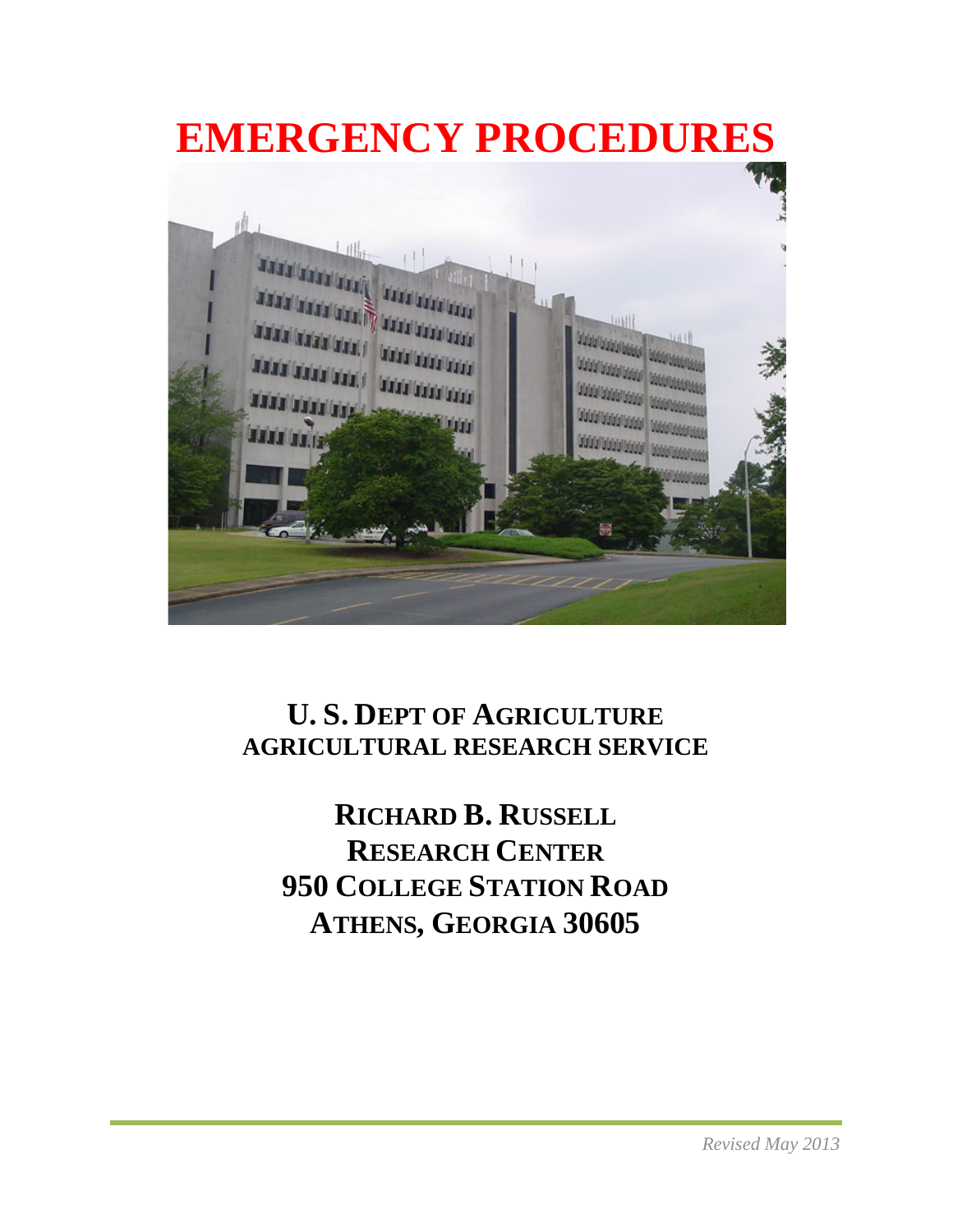# EMERGENCY PROCEDURES

## U. S. DEPT OF AGRICULTURE
## AGRICULTURAL RESEARCH SERVICE

## RICHARD B. RUSSELL
## RESEARCH CENTER
## 950 COLLEGE STATION ROAD
## ATHENS, GEORGIA 30605

*Revised May 2013*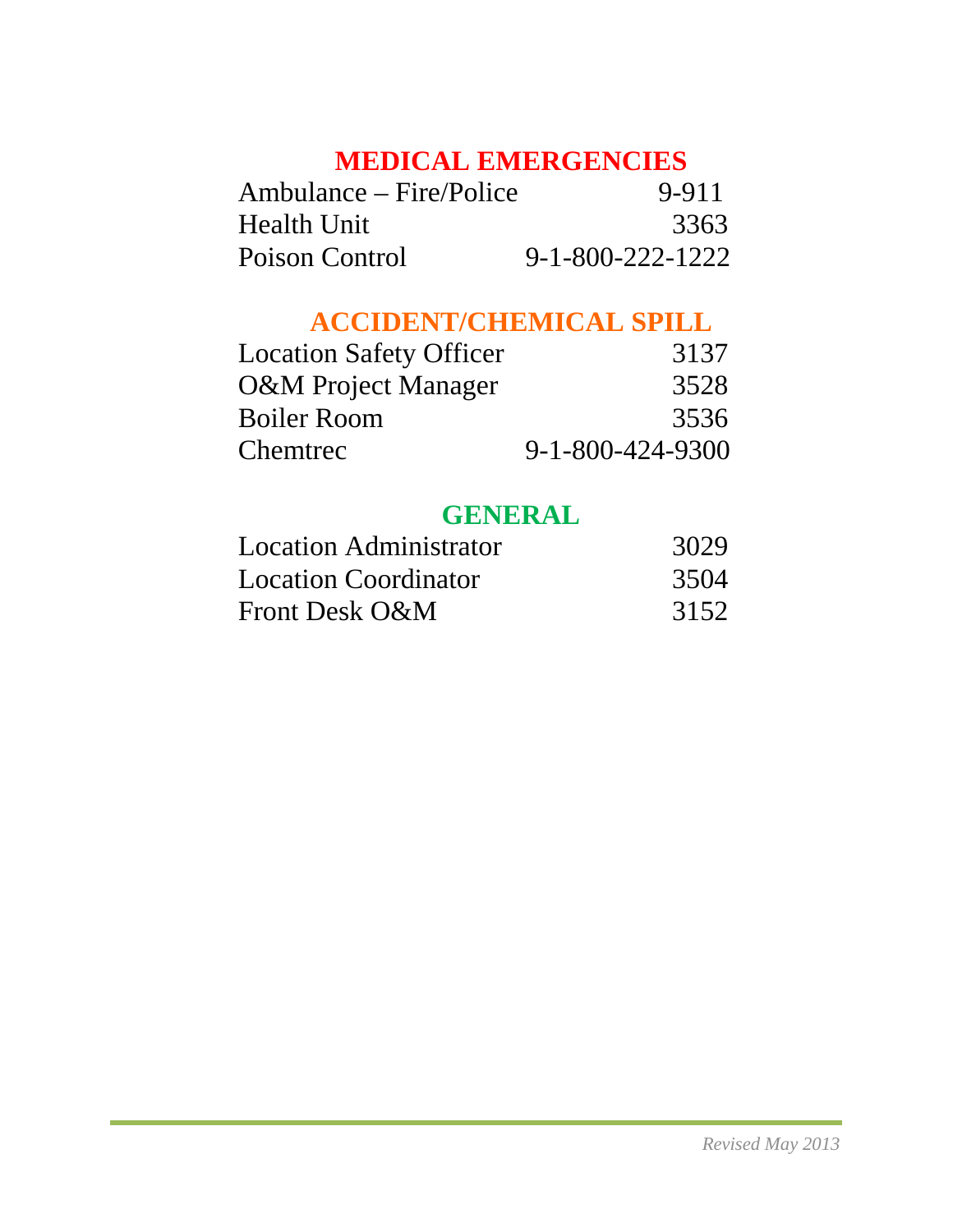## MEDICAL EMERGENCIES

| | |
|---|---|
| Ambulance – Fire/Police | 9-911 |
| Health Unit | 3363 |
| Poison Control | 9-1-800-222-1222 |

## ACCIDENT/CHEMICAL SPILL

| | |
|---|---|
| Location Safety Officer | 3137 |
| O&M Project Manager | 3528 |
| Boiler Room | 3536 |
| Chemtrec | 9-1-800-424-9300 |

## GENERAL

| | |
|---|---|
| Location Administrator | 3029 |
| Location Coordinator | 3504 |
| Front Desk O&M | 3152 |

*Revised May 2013*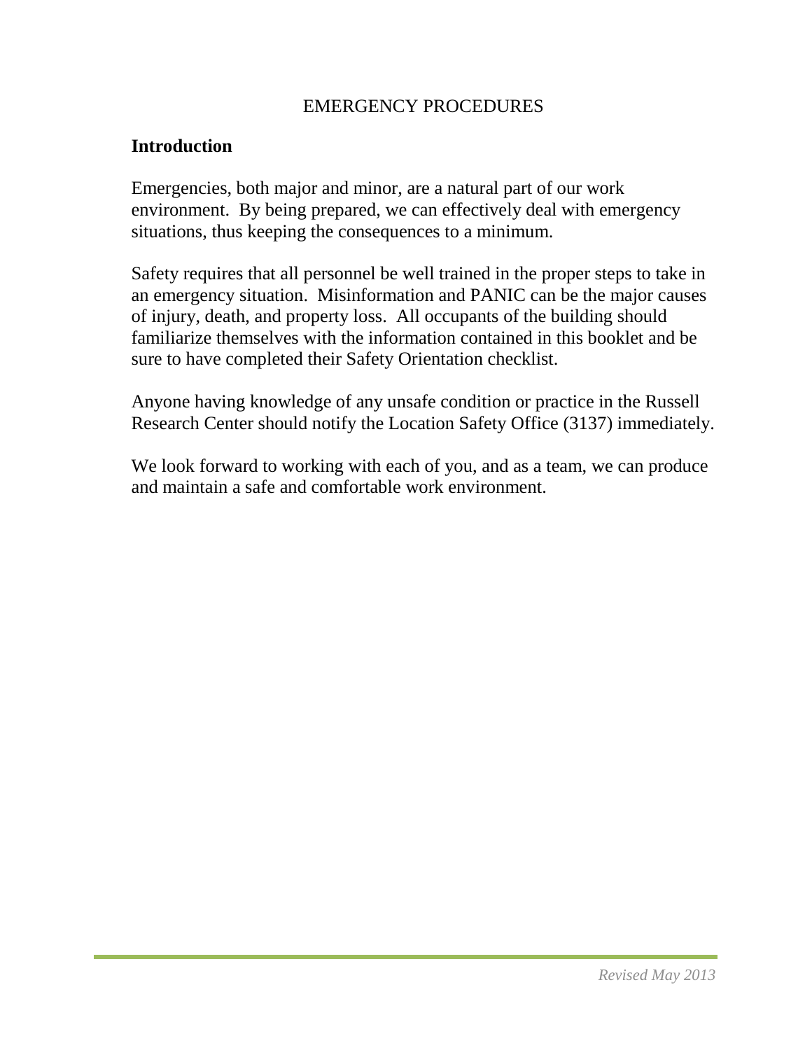# EMERGENCY PROCEDURES

## Introduction

Emergencies, both major and minor, are a natural part of our work environment. By being prepared, we can effectively deal with emergency situations, thus keeping the consequences to a minimum.

Safety requires that all personnel be well trained in the proper steps to take in an emergency situation. Misinformation and PANIC can be the major causes of injury, death, and property loss. All occupants of the building should familiarize themselves with the information contained in this booklet and be sure to have completed their Safety Orientation checklist.

Anyone having knowledge of any unsafe condition or practice in the Russell Research Center should notify the Location Safety Office (3137) immediately.

We look forward to working with each of you, and as a team, we can produce and maintain a safe and comfortable work environment.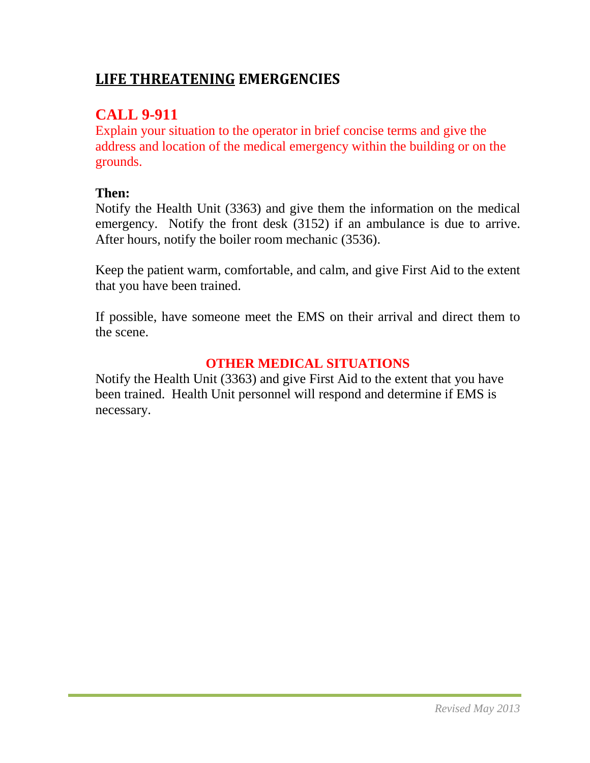## <u>LIFE THREATENING</u> EMERGENCIES

### CALL 9-911

Explain your situation to the operator in brief concise terms and give the address and location of the medical emergency within the building or on the grounds.

**Then:**

Notify the Health Unit (3363) and give them the information on the medical emergency. Notify the front desk (3152) if an ambulance is due to arrive. After hours, notify the boiler room mechanic (3536).

Keep the patient warm, comfortable, and calm, and give First Aid to the extent that you have been trained.

If possible, have someone meet the EMS on their arrival and direct them to the scene.

### OTHER MEDICAL SITUATIONS

Notify the Health Unit (3363) and give First Aid to the extent that you have been trained. Health Unit personnel will respond and determine if EMS is necessary.

*Revised May 2013*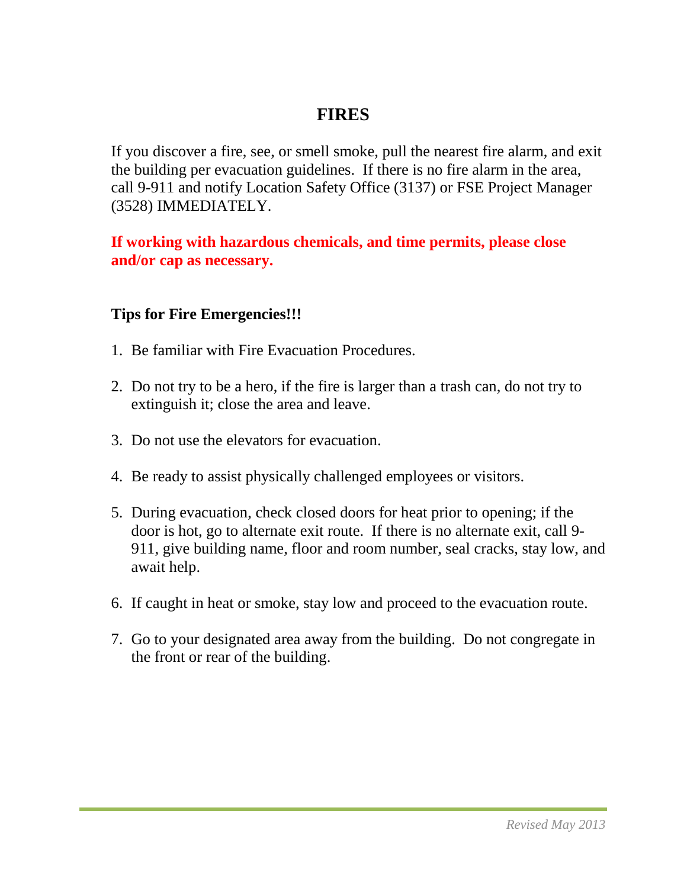# FIRES

If you discover a fire, see, or smell smoke, pull the nearest fire alarm, and exit the building per evacuation guidelines. If there is no fire alarm in the area, call 9-911 and notify Location Safety Office (3137) or FSE Project Manager (3528) IMMEDIATELY.

**If working with hazardous chemicals, and time permits, please close and/or cap as necessary.**

**Tips for Fire Emergencies!!!**

1. Be familiar with Fire Evacuation Procedures.
2. Do not try to be a hero, if the fire is larger than a trash can, do not try to extinguish it; close the area and leave.
3. Do not use the elevators for evacuation.
4. Be ready to assist physically challenged employees or visitors.
5. During evacuation, check closed doors for heat prior to opening; if the door is hot, go to alternate exit route. If there is no alternate exit, call 9-911, give building name, floor and room number, seal cracks, stay low, and await help.
6. If caught in heat or smoke, stay low and proceed to the evacuation route.
7. Go to your designated area away from the building. Do not congregate in the front or rear of the building.

*Revised May 2013*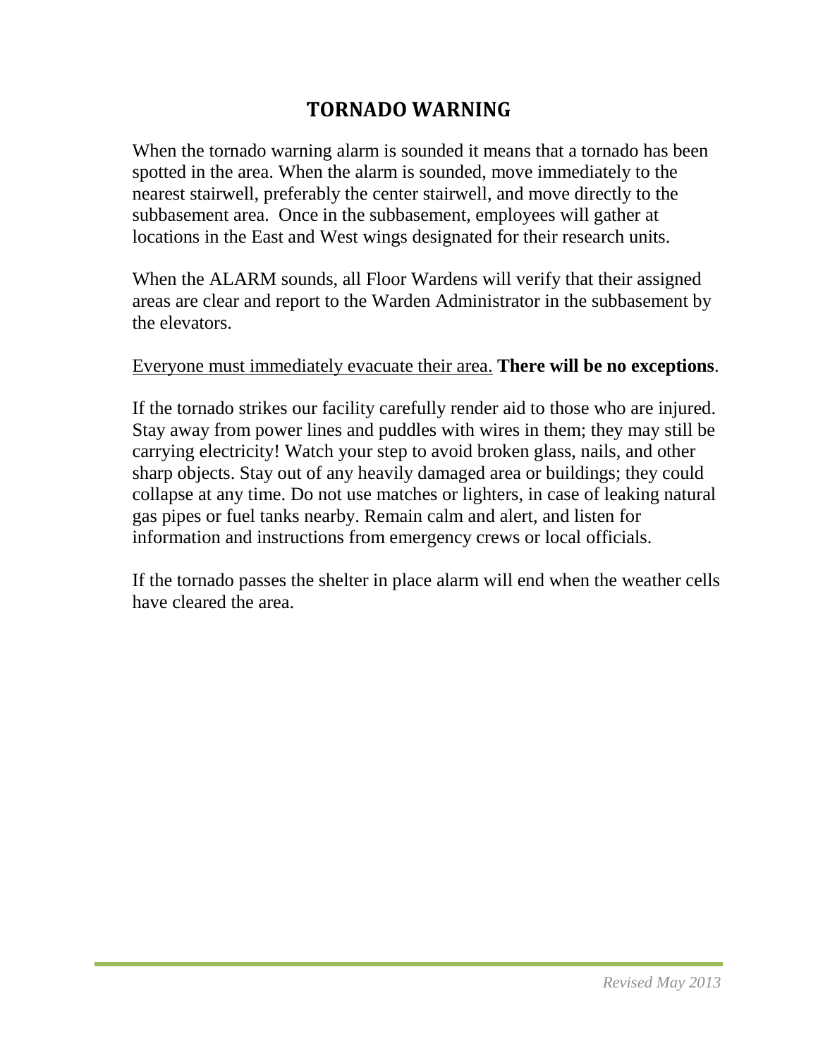# TORNADO WARNING

When the tornado warning alarm is sounded it means that a tornado has been spotted in the area. When the alarm is sounded, move immediately to the nearest stairwell, preferably the center stairwell, and move directly to the subbasement area. Once in the subbasement, employees will gather at locations in the East and West wings designated for their research units.

When the ALARM sounds, all Floor Wardens will verify that their assigned areas are clear and report to the Warden Administrator in the subbasement by the elevators.

<u>Everyone must immediately evacuate their area.</u> **There will be no exceptions**.

If the tornado strikes our facility carefully render aid to those who are injured. Stay away from power lines and puddles with wires in them; they may still be carrying electricity! Watch your step to avoid broken glass, nails, and other sharp objects. Stay out of any heavily damaged area or buildings; they could collapse at any time. Do not use matches or lighters, in case of leaking natural gas pipes or fuel tanks nearby. Remain calm and alert, and listen for information and instructions from emergency crews or local officials.

If the tornado passes the shelter in place alarm will end when the weather cells have cleared the area.

*Revised May 2013*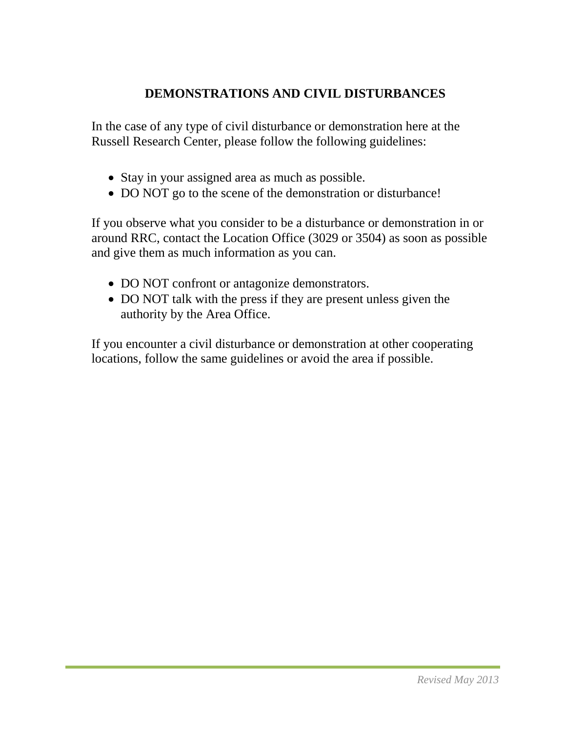# DEMONSTRATIONS AND CIVIL DISTURBANCES

In the case of any type of civil disturbance or demonstration here at the Russell Research Center, please follow the following guidelines:

- Stay in your assigned area as much as possible.
- DO NOT go to the scene of the demonstration or disturbance!

If you observe what you consider to be a disturbance or demonstration in or around RRC, contact the Location Office (3029 or 3504) as soon as possible and give them as much information as you can.

- DO NOT confront or antagonize demonstrators.
- DO NOT talk with the press if they are present unless given the authority by the Area Office.

If you encounter a civil disturbance or demonstration at other cooperating locations, follow the same guidelines or avoid the area if possible.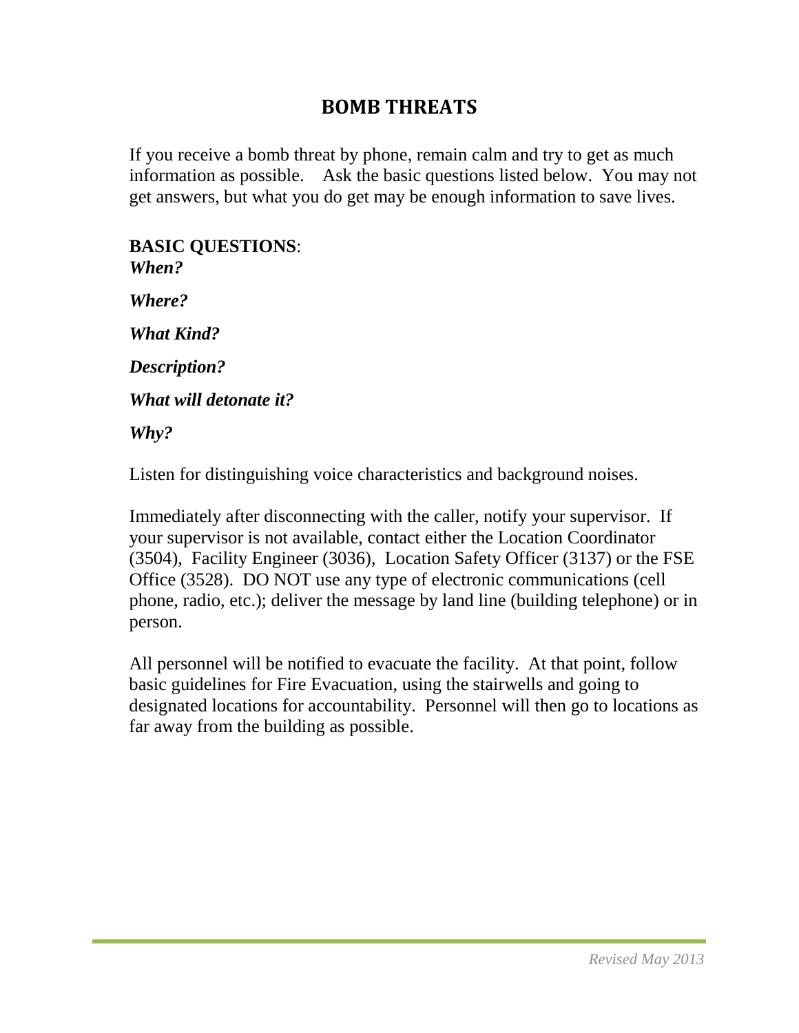# BOMB THREATS

If you receive a bomb threat by phone, remain calm and try to get as much information as possible. Ask the basic questions listed below. You may not get answers, but what you do get may be enough information to save lives.

**BASIC QUESTIONS**:

***When?***

***Where?***

***What Kind?***

***Description?***

***What will detonate it?***

***Why?***

Listen for distinguishing voice characteristics and background noises.

Immediately after disconnecting with the caller, notify your supervisor. If your supervisor is not available, contact either the Location Coordinator (3504), Facility Engineer (3036), Location Safety Officer (3137) or the FSE Office (3528). DO NOT use any type of electronic communications (cell phone, radio, etc.); deliver the message by land line (building telephone) or in person.

All personnel will be notified to evacuate the facility. At that point, follow basic guidelines for Fire Evacuation, using the stairwells and going to designated locations for accountability. Personnel will then go to locations as far away from the building as possible.

*Revised May 2013*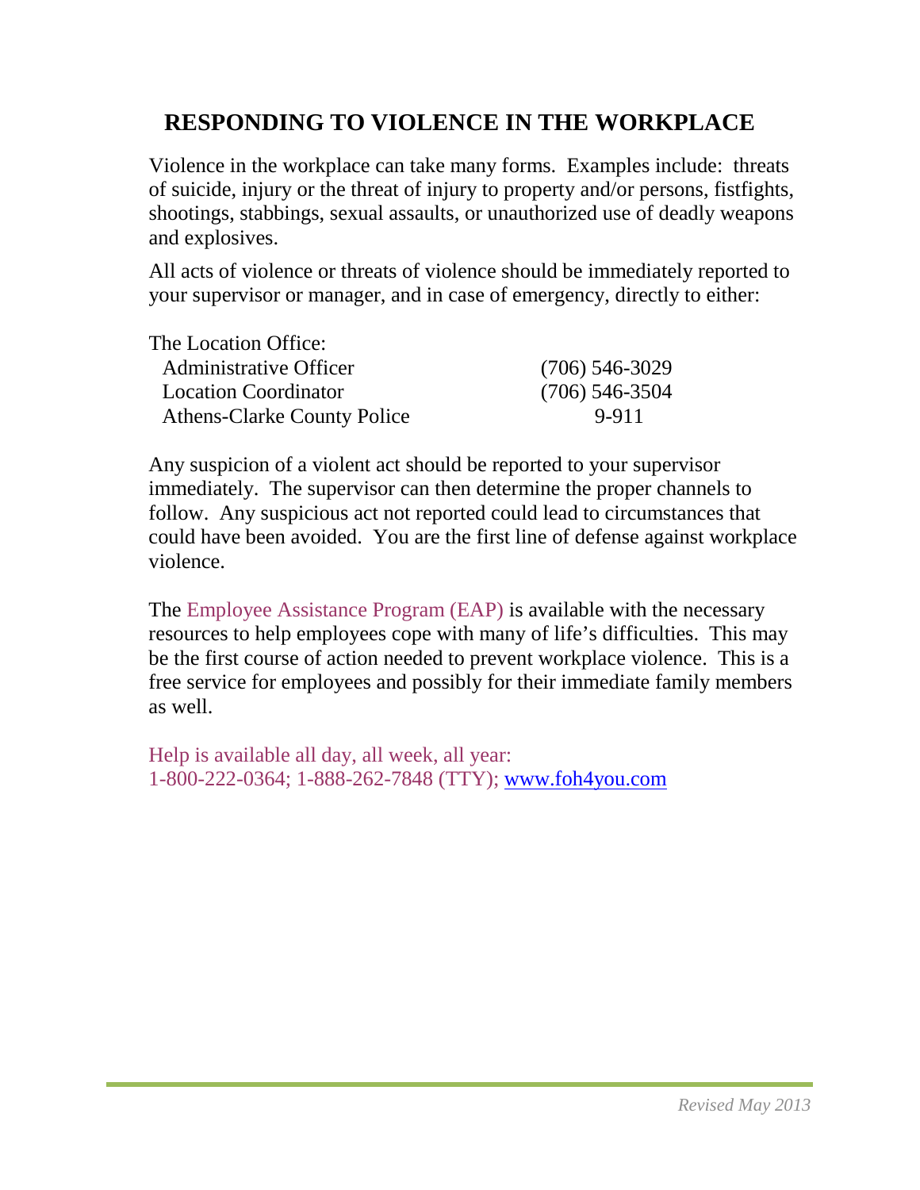# RESPONDING TO VIOLENCE IN THE WORKPLACE

Violence in the workplace can take many forms. Examples include: threats of suicide, injury or the threat of injury to property and/or persons, fistfights, shootings, stabbings, sexual assaults, or unauthorized use of deadly weapons and explosives.

All acts of violence or threats of violence should be immediately reported to your supervisor or manager, and in case of emergency, directly to either:

| The Location Office: | |
|---|---|
| Administrative Officer | (706) 546-3029 |
| Location Coordinator | (706) 546-3504 |
| Athens-Clarke County Police | 9-911 |

Any suspicion of a violent act should be reported to your supervisor immediately. The supervisor can then determine the proper channels to follow. Any suspicious act not reported could lead to circumstances that could have been avoided. You are the first line of defense against workplace violence.

The Employee Assistance Program (EAP) is available with the necessary resources to help employees cope with many of life's difficulties. This may be the first course of action needed to prevent workplace violence. This is a free service for employees and possibly for their immediate family members as well.

Help is available all day, all week, all year:
1-800-222-0364; 1-888-262-7848 (TTY); www.foh4you.com

*Revised May 2013*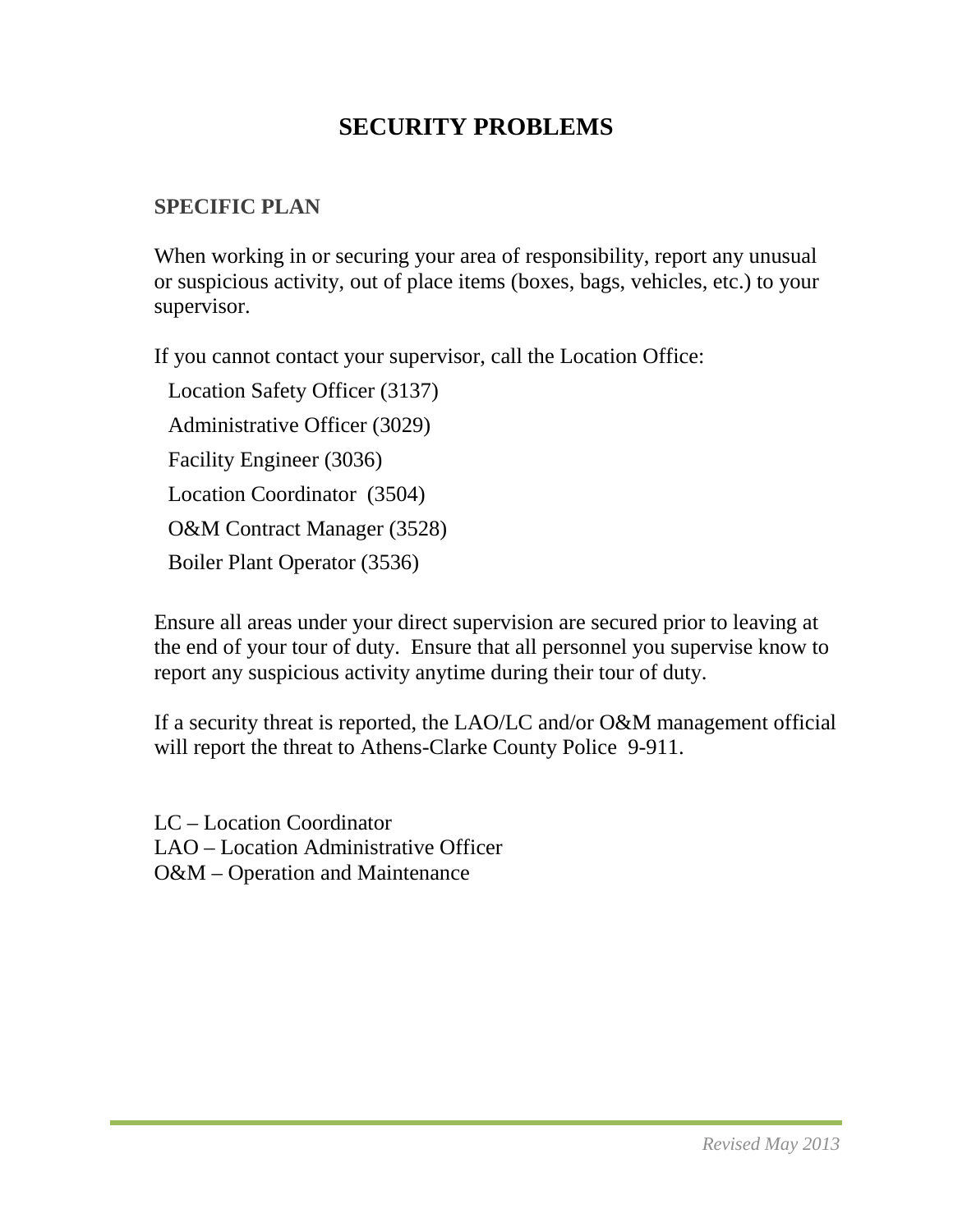# SECURITY PROBLEMS

## SPECIFIC PLAN

When working in or securing your area of responsibility, report any unusual or suspicious activity, out of place items (boxes, bags, vehicles, etc.) to your supervisor.

If you cannot contact your supervisor, call the Location Office:

- Location Safety Officer (3137)
- Administrative Officer (3029)
- Facility Engineer (3036)
- Location Coordinator (3504)
- O&M Contract Manager (3528)
- Boiler Plant Operator (3536)

Ensure all areas under your direct supervision are secured prior to leaving at the end of your tour of duty. Ensure that all personnel you supervise know to report any suspicious activity anytime during their tour of duty.

If a security threat is reported, the LAO/LC and/or O&M management official will report the threat to Athens-Clarke County Police 9-911.

LC – Location Coordinator
LAO – Location Administrative Officer
O&M – Operation and Maintenance

*Revised May 2013*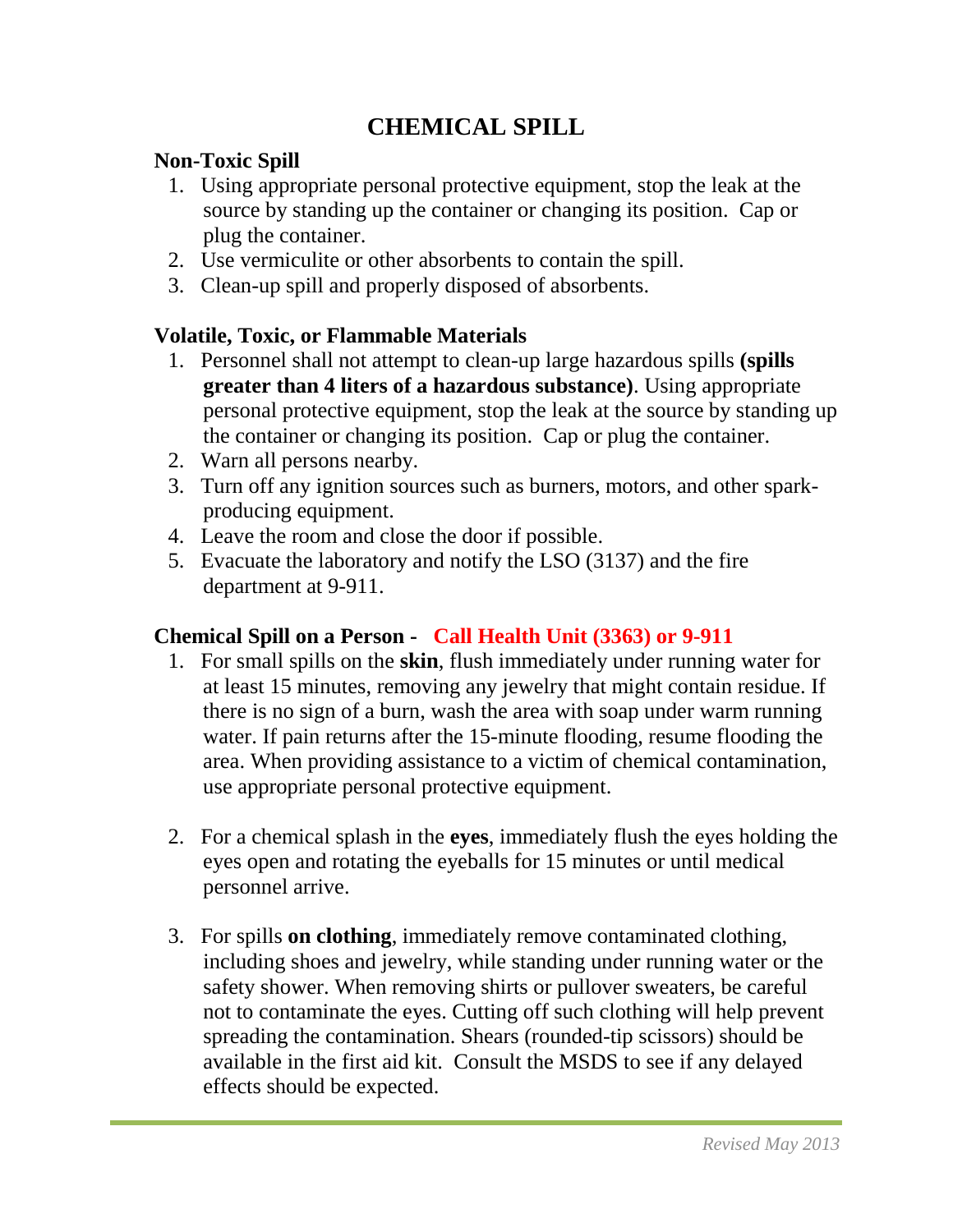# CHEMICAL SPILL

**Non-Toxic Spill**

1. Using appropriate personal protective equipment, stop the leak at the source by standing up the container or changing its position. Cap or plug the container.
2. Use vermiculite or other absorbents to contain the spill.
3. Clean-up spill and properly disposed of absorbents.

**Volatile, Toxic, or Flammable Materials**

1. Personnel shall not attempt to clean-up large hazardous spills **(spills greater than 4 liters of a hazardous substance)**. Using appropriate personal protective equipment, stop the leak at the source by standing up the container or changing its position. Cap or plug the container.
2. Warn all persons nearby.
3. Turn off any ignition sources such as burners, motors, and other spark-producing equipment.
4. Leave the room and close the door if possible.
5. Evacuate the laboratory and notify the LSO (3137) and the fire department at 9-911.

**Chemical Spill on a Person - Call Health Unit (3363) or 9-911**

1. For small spills on the **skin**, flush immediately under running water for at least 15 minutes, removing any jewelry that might contain residue. If there is no sign of a burn, wash the area with soap under warm running water. If pain returns after the 15-minute flooding, resume flooding the area. When providing assistance to a victim of chemical contamination, use appropriate personal protective equipment.

2. For a chemical splash in the **eyes**, immediately flush the eyes holding the eyes open and rotating the eyeballs for 15 minutes or until medical personnel arrive.

3. For spills **on clothing**, immediately remove contaminated clothing, including shoes and jewelry, while standing under running water or the safety shower. When removing shirts or pullover sweaters, be careful not to contaminate the eyes. Cutting off such clothing will help prevent spreading the contamination. Shears (rounded-tip scissors) should be available in the first aid kit. Consult the MSDS to see if any delayed effects should be expected.

*Revised May 2013*